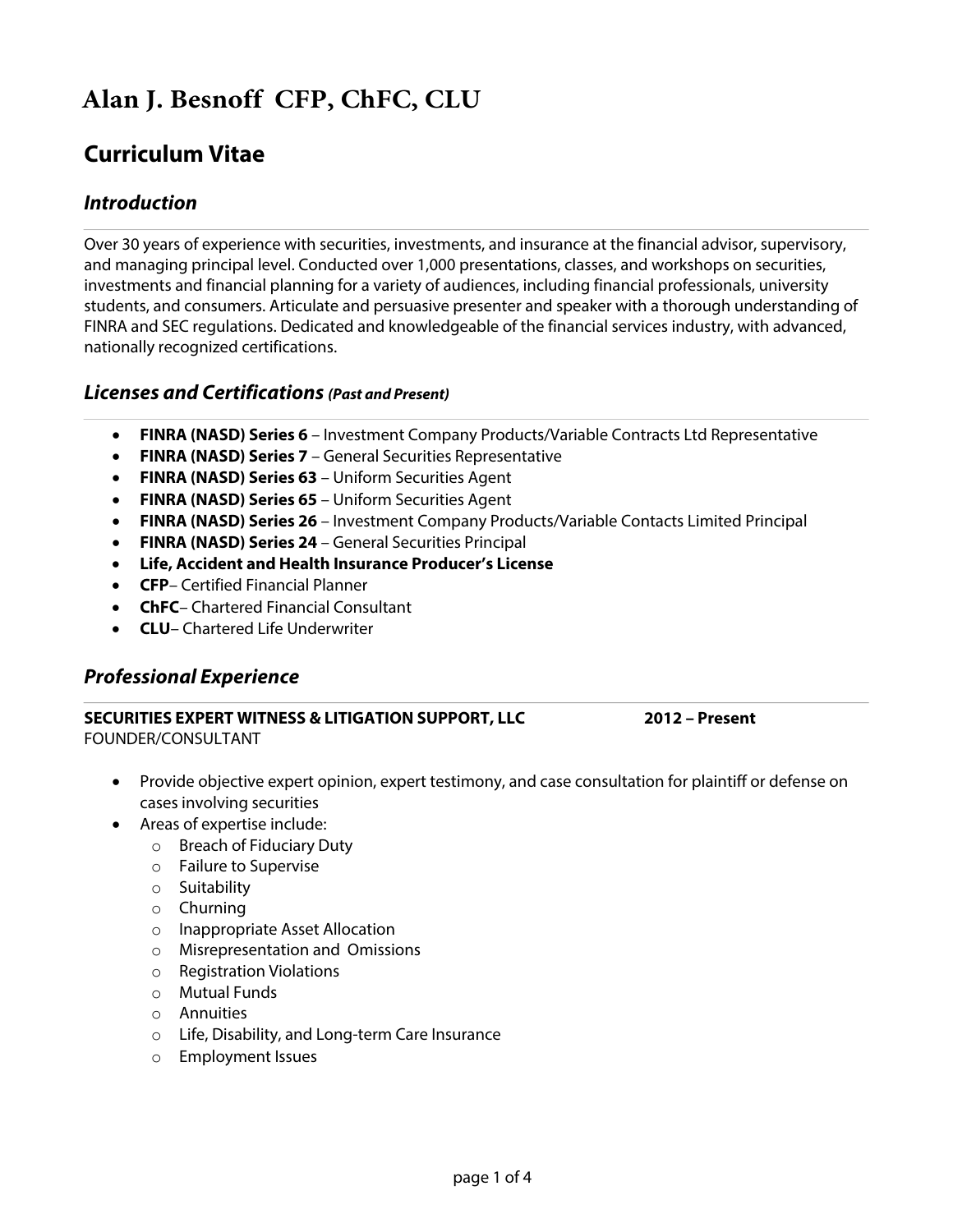# Alan J. Besnoff CFP, ChFC, CLU

## Curriculum Vitae

### *Introduction*

Over 30 years of experience with securities, investments, and insurance at the financial advisor, supervisory, and managing principal level. Conducted over 1,000 presentations, classes, and workshops on securities, investments and financial planning for a variety of audiences, including financial professionals, university students, and consumers. Articulate and persuasive presenter and speaker with a thorough understanding of FINRA and SEC regulations. Dedicated and knowledgeable of the financial services industry, with advanced, nationally recognized certifications.

### *Licenses and Certifications* ***(Past and Present)***

- **FINRA (NASD) Series 6** – Investment Company Products/Variable Contracts Ltd Representative
- **FINRA (NASD) Series 7** – General Securities Representative
- **FINRA (NASD) Series 63** – Uniform Securities Agent
- **FINRA (NASD) Series 65** – Uniform Securities Agent
- **FINRA (NASD) Series 26** – Investment Company Products/Variable Contacts Limited Principal
- **FINRA (NASD) Series 24** – General Securities Principal
- **Life, Accident and Health Insurance Producer's License**
- **CFP**– Certified Financial Planner
- **ChFC**– Chartered Financial Consultant
- **CLU**– Chartered Life Underwriter

### *Professional Experience*

**SECURITIES EXPERT WITNESS & LITIGATION SUPPORT, LLC** **2012 – Present**
FOUNDER/CONSULTANT

- Provide objective expert opinion, expert testimony, and case consultation for plaintiff or defense on cases involving securities
- Areas of expertise include:
  - Breach of Fiduciary Duty
  - Failure to Supervise
  - Suitability
  - Churning
  - Inappropriate Asset Allocation
  - Misrepresentation and Omissions
  - Registration Violations
  - Mutual Funds
  - Annuities
  - Life, Disability, and Long-term Care Insurance
  - Employment Issues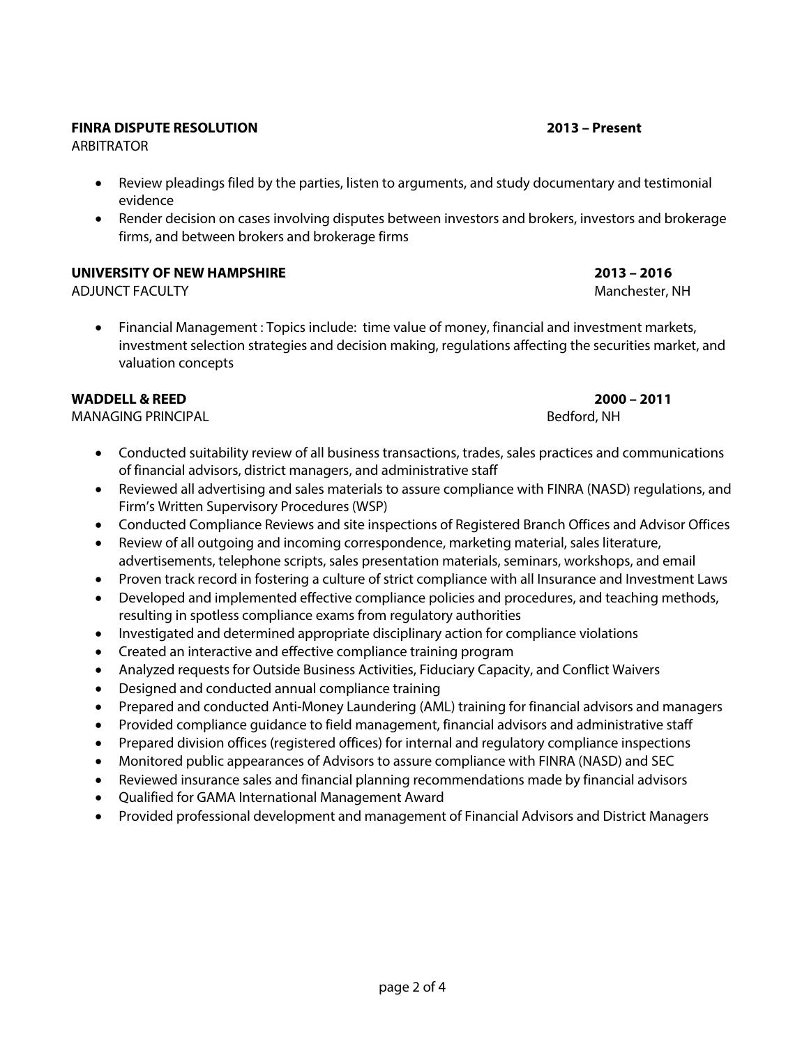**FINRA DISPUTE RESOLUTION** **2013 – Present**
ARBITRATOR

- Review pleadings filed by the parties, listen to arguments, and study documentary and testimonial evidence
- Render decision on cases involving disputes between investors and brokers, investors and brokerage firms, and between brokers and brokerage firms

**UNIVERSITY OF NEW HAMPSHIRE** **2013 – 2016**
ADJUNCT FACULTY Manchester, NH

- Financial Management : Topics include: time value of money, financial and investment markets, investment selection strategies and decision making, regulations affecting the securities market, and valuation concepts

**WADDELL & REED** **2000 – 2011**
MANAGING PRINCIPAL Bedford, NH

- Conducted suitability review of all business transactions, trades, sales practices and communications of financial advisors, district managers, and administrative staff
- Reviewed all advertising and sales materials to assure compliance with FINRA (NASD) regulations, and Firm's Written Supervisory Procedures (WSP)
- Conducted Compliance Reviews and site inspections of Registered Branch Offices and Advisor Offices
- Review of all outgoing and incoming correspondence, marketing material, sales literature, advertisements, telephone scripts, sales presentation materials, seminars, workshops, and email
- Proven track record in fostering a culture of strict compliance with all Insurance and Investment Laws
- Developed and implemented effective compliance policies and procedures, and teaching methods, resulting in spotless compliance exams from regulatory authorities
- Investigated and determined appropriate disciplinary action for compliance violations
- Created an interactive and effective compliance training program
- Analyzed requests for Outside Business Activities, Fiduciary Capacity, and Conflict Waivers
- Designed and conducted annual compliance training
- Prepared and conducted Anti-Money Laundering (AML) training for financial advisors and managers
- Provided compliance guidance to field management, financial advisors and administrative staff
- Prepared division offices (registered offices) for internal and regulatory compliance inspections
- Monitored public appearances of Advisors to assure compliance with FINRA (NASD) and SEC
- Reviewed insurance sales and financial planning recommendations made by financial advisors
- Qualified for GAMA International Management Award
- Provided professional development and management of Financial Advisors and District Managers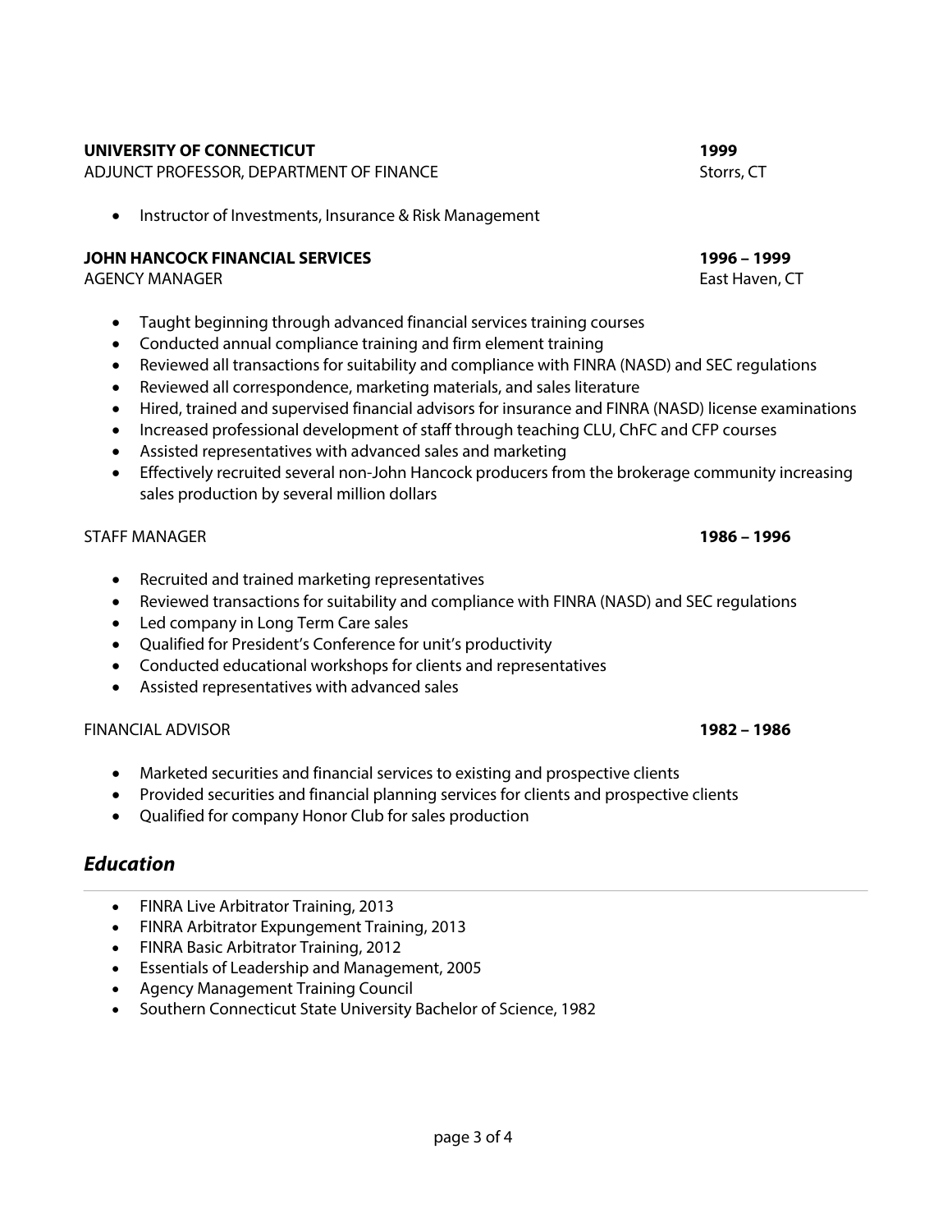**UNIVERSITY OF CONNECTICUT** **1999**
ADJUNCT PROFESSOR, DEPARTMENT OF FINANCE Storrs, CT

- Instructor of Investments, Insurance & Risk Management

**JOHN HANCOCK FINANCIAL SERVICES** **1996 – 1999**
AGENCY MANAGER East Haven, CT

- Taught beginning through advanced financial services training courses
- Conducted annual compliance training and firm element training
- Reviewed all transactions for suitability and compliance with FINRA (NASD) and SEC regulations
- Reviewed all correspondence, marketing materials, and sales literature
- Hired, trained and supervised financial advisors for insurance and FINRA (NASD) license examinations
- Increased professional development of staff through teaching CLU, ChFC and CFP courses
- Assisted representatives with advanced sales and marketing
- Effectively recruited several non-John Hancock producers from the brokerage community increasing sales production by several million dollars

STAFF MANAGER **1986 – 1996**

- Recruited and trained marketing representatives
- Reviewed transactions for suitability and compliance with FINRA (NASD) and SEC regulations
- Led company in Long Term Care sales
- Qualified for President's Conference for unit's productivity
- Conducted educational workshops for clients and representatives
- Assisted representatives with advanced sales

FINANCIAL ADVISOR **1982 – 1986**

- Marketed securities and financial services to existing and prospective clients
- Provided securities and financial planning services for clients and prospective clients
- Qualified for company Honor Club for sales production

## *Education*

- FINRA Live Arbitrator Training, 2013
- FINRA Arbitrator Expungement Training, 2013
- FINRA Basic Arbitrator Training, 2012
- Essentials of Leadership and Management, 2005
- Agency Management Training Council
- Southern Connecticut State University Bachelor of Science, 1982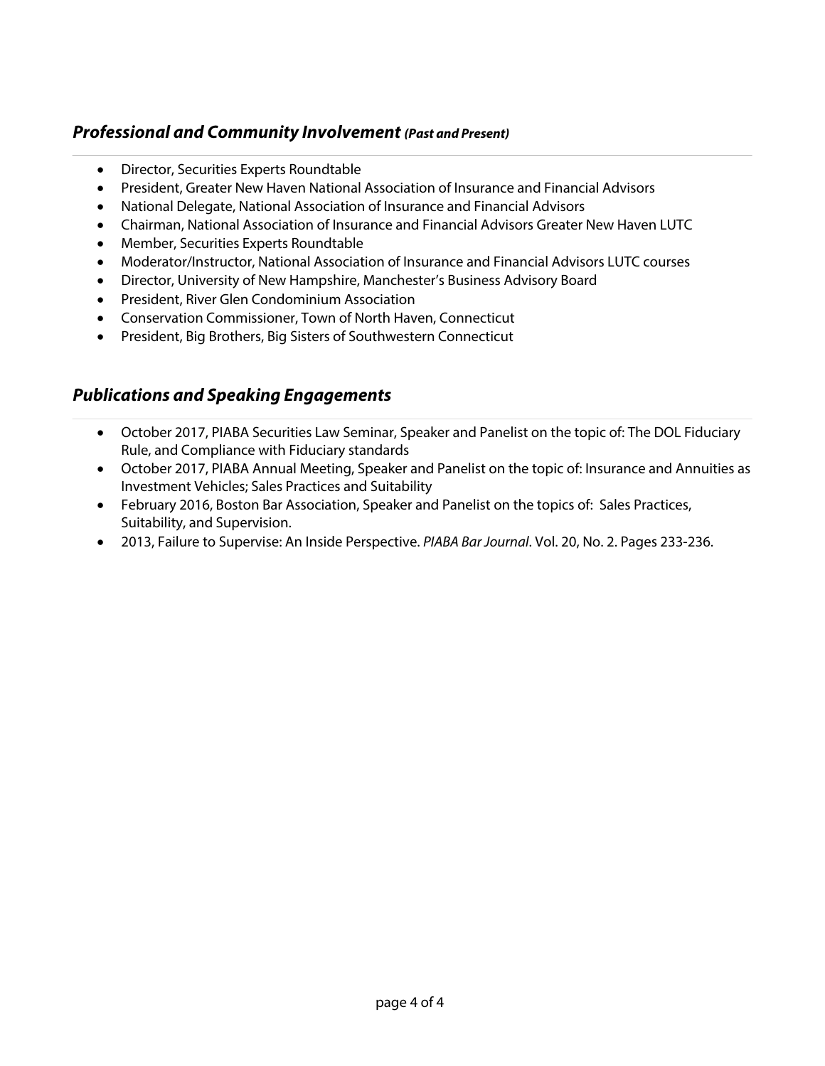## ***Professional and Community Involvement*** ***(Past and Present)***

- Director, Securities Experts Roundtable
- President, Greater New Haven National Association of Insurance and Financial Advisors
- National Delegate, National Association of Insurance and Financial Advisors
- Chairman, National Association of Insurance and Financial Advisors Greater New Haven LUTC
- Member, Securities Experts Roundtable
- Moderator/Instructor, National Association of Insurance and Financial Advisors LUTC courses
- Director, University of New Hampshire, Manchester's Business Advisory Board
- President, River Glen Condominium Association
- Conservation Commissioner, Town of North Haven, Connecticut
- President, Big Brothers, Big Sisters of Southwestern Connecticut

## ***Publications and Speaking Engagements***

- October 2017, PIABA Securities Law Seminar, Speaker and Panelist on the topic of: The DOL Fiduciary Rule, and Compliance with Fiduciary standards
- October 2017, PIABA Annual Meeting, Speaker and Panelist on the topic of: Insurance and Annuities as Investment Vehicles; Sales Practices and Suitability
- February 2016, Boston Bar Association, Speaker and Panelist on the topics of: Sales Practices, Suitability, and Supervision.
- 2013, Failure to Supervise: An Inside Perspective. *PIABA Bar Journal*. Vol. 20, No. 2. Pages 233-236.